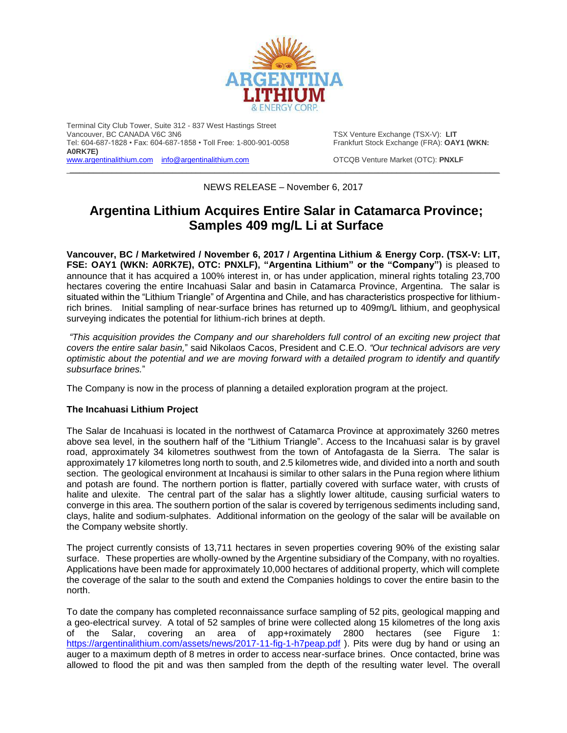Terminal City Club Tower, Suite 312 - 837 West Hastings Street
Vancouver, BC CANADA V6C 3N6
Tel: 604-687-1828 • Fax: 604-687-1858 • Toll Free: 1-800-901-0058
www.argentinalithium.com info@argentinalithium.com

TSX Venture Exchange (TSX-V): **LIT**
Frankfurt Stock Exchange (FRA): **OAY1 (WKN: A0RK7E)**
OTCQB Venture Market (OTC): **PNXLF**

NEWS RELEASE – November 6, 2017

# Argentina Lithium Acquires Entire Salar in Catamarca Province; Samples 409 mg/L Li at Surface

**Vancouver, BC / Marketwired / November 6, 2017 / Argentina Lithium & Energy Corp. (TSX-V: LIT, FSE: OAY1 (WKN: A0RK7E), OTC: PNXLF), "Argentina Lithium" or the "Company")** is pleased to announce that it has acquired a 100% interest in, or has under application, mineral rights totaling 23,700 hectares covering the entire Incahuasi Salar and basin in Catamarca Province, Argentina. The salar is situated within the "Lithium Triangle" of Argentina and Chile, and has characteristics prospective for lithium-rich brines. Initial sampling of near-surface brines has returned up to 409mg/L lithium, and geophysical surveying indicates the potential for lithium-rich brines at depth.

*"This acquisition provides the Company and our shareholders full control of an exciting new project that covers the entire salar basin,"* said Nikolaos Cacos, President and C.E.O. *"Our technical advisors are very optimistic about the potential and we are moving forward with a detailed program to identify and quantify subsurface brines."*

The Company is now in the process of planning a detailed exploration program at the project.

**The Incahuasi Lithium Project**

The Salar de Incahuasi is located in the northwest of Catamarca Province at approximately 3260 metres above sea level, in the southern half of the "Lithium Triangle". Access to the Incahuasi salar is by gravel road, approximately 34 kilometres southwest from the town of Antofagasta de la Sierra. The salar is approximately 17 kilometres long north to south, and 2.5 kilometres wide, and divided into a north and south section. The geological environment at Incahausi is similar to other salars in the Puna region where lithium and potash are found. The northern portion is flatter, partially covered with surface water, with crusts of halite and ulexite. The central part of the salar has a slightly lower altitude, causing surficial waters to converge in this area. The southern portion of the salar is covered by terrigenous sediments including sand, clays, halite and sodium-sulphates. Additional information on the geology of the salar will be available on the Company website shortly.

The project currently consists of 13,711 hectares in seven properties covering 90% of the existing salar surface. These properties are wholly-owned by the Argentine subsidiary of the Company, with no royalties. Applications have been made for approximately 10,000 hectares of additional property, which will complete the coverage of the salar to the south and extend the Companies holdings to cover the entire basin to the north.

To date the company has completed reconnaissance surface sampling of 52 pits, geological mapping and a geo-electrical survey. A total of 52 samples of brine were collected along 15 kilometres of the long axis of the Salar, covering an area of app+roximately 2800 hectares (see Figure 1: https://argentinalithium.com/assets/news/2017-11-fig-1-h7peap.pdf ). Pits were dug by hand or using an auger to a maximum depth of 8 metres in order to access near-surface brines. Once contacted, brine was allowed to flood the pit and was then sampled from the depth of the resulting water level. The overall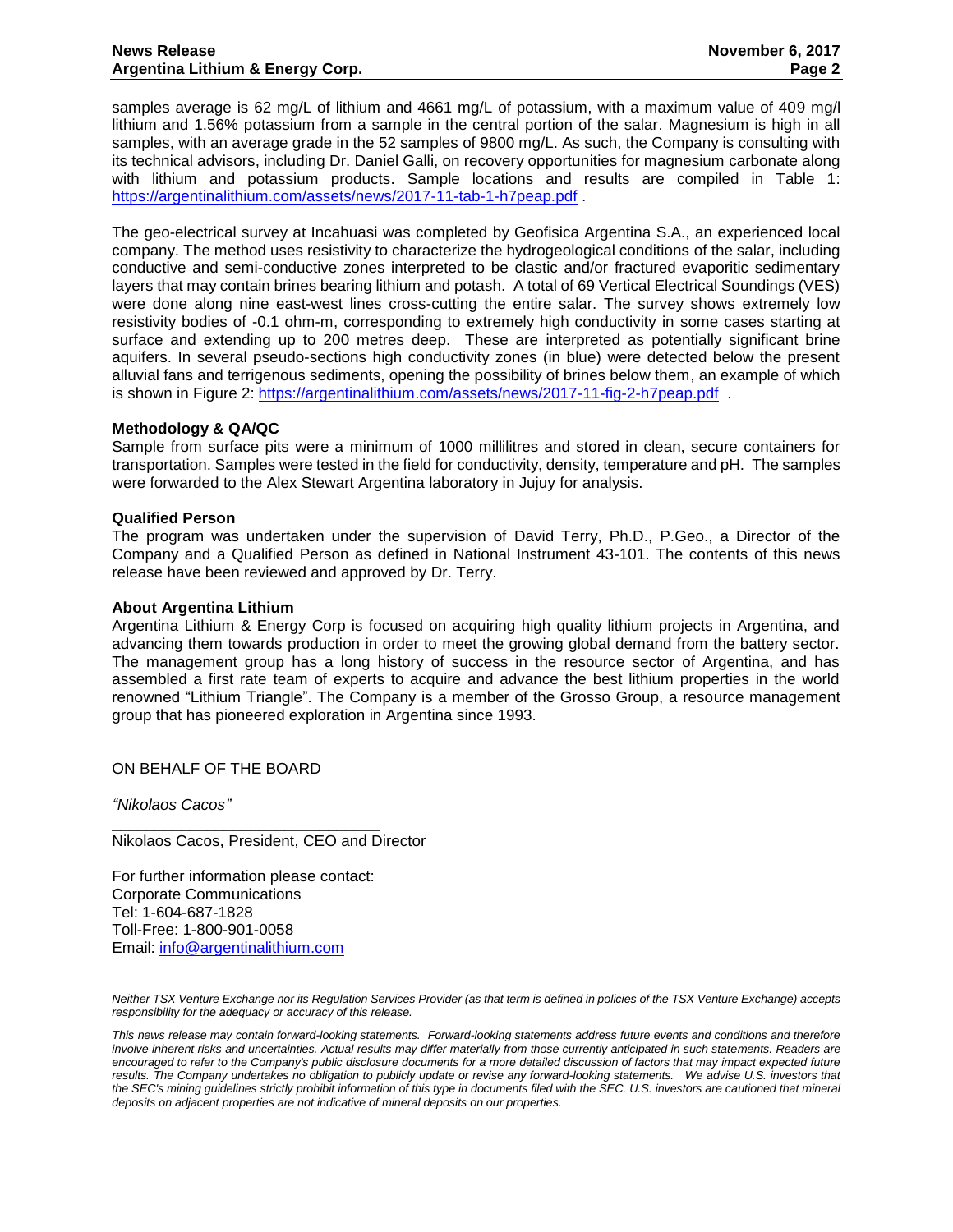samples average is 62 mg/L of lithium and 4661 mg/L of potassium, with a maximum value of 409 mg/l lithium and 1.56% potassium from a sample in the central portion of the salar. Magnesium is high in all samples, with an average grade in the 52 samples of 9800 mg/L. As such, the Company is consulting with its technical advisors, including Dr. Daniel Galli, on recovery opportunities for magnesium carbonate along with lithium and potassium products. Sample locations and results are compiled in Table 1: https://argentinalithium.com/assets/news/2017-11-tab-1-h7peap.pdf .

The geo-electrical survey at Incahuasi was completed by Geofisica Argentina S.A., an experienced local company. The method uses resistivity to characterize the hydrogeological conditions of the salar, including conductive and semi-conductive zones interpreted to be clastic and/or fractured evaporitic sedimentary layers that may contain brines bearing lithium and potash. A total of 69 Vertical Electrical Soundings (VES) were done along nine east-west lines cross-cutting the entire salar. The survey shows extremely low resistivity bodies of -0.1 ohm-m, corresponding to extremely high conductivity in some cases starting at surface and extending up to 200 metres deep. These are interpreted as potentially significant brine aquifers. In several pseudo-sections high conductivity zones (in blue) were detected below the present alluvial fans and terrigenous sediments, opening the possibility of brines below them, an example of which is shown in Figure 2: https://argentinalithium.com/assets/news/2017-11-fig-2-h7peap.pdf .

**Methodology & QA/QC**

Sample from surface pits were a minimum of 1000 millilitres and stored in clean, secure containers for transportation. Samples were tested in the field for conductivity, density, temperature and pH. The samples were forwarded to the Alex Stewart Argentina laboratory in Jujuy for analysis.

**Qualified Person**

The program was undertaken under the supervision of David Terry, Ph.D., P.Geo., a Director of the Company and a Qualified Person as defined in National Instrument 43-101. The contents of this news release have been reviewed and approved by Dr. Terry.

**About Argentina Lithium**

Argentina Lithium & Energy Corp is focused on acquiring high quality lithium projects in Argentina, and advancing them towards production in order to meet the growing global demand from the battery sector. The management group has a long history of success in the resource sector of Argentina, and has assembled a first rate team of experts to acquire and advance the best lithium properties in the world renowned "Lithium Triangle". The Company is a member of the Grosso Group, a resource management group that has pioneered exploration in Argentina since 1993.

ON BEHALF OF THE BOARD

*"Nikolaos Cacos"*

______________________________

Nikolaos Cacos, President, CEO and Director

For further information please contact:
Corporate Communications
Tel: 1-604-687-1828
Toll-Free: 1-800-901-0058
Email: info@argentinalithium.com

*Neither TSX Venture Exchange nor its Regulation Services Provider (as that term is defined in policies of the TSX Venture Exchange) accepts responsibility for the adequacy or accuracy of this release.*

*This news release may contain forward-looking statements. Forward-looking statements address future events and conditions and therefore involve inherent risks and uncertainties. Actual results may differ materially from those currently anticipated in such statements. Readers are encouraged to refer to the Company's public disclosure documents for a more detailed discussion of factors that may impact expected future results. The Company undertakes no obligation to publicly update or revise any forward-looking statements. We advise U.S. investors that the SEC's mining guidelines strictly prohibit information of this type in documents filed with the SEC. U.S. investors are cautioned that mineral deposits on adjacent properties are not indicative of mineral deposits on our properties.*